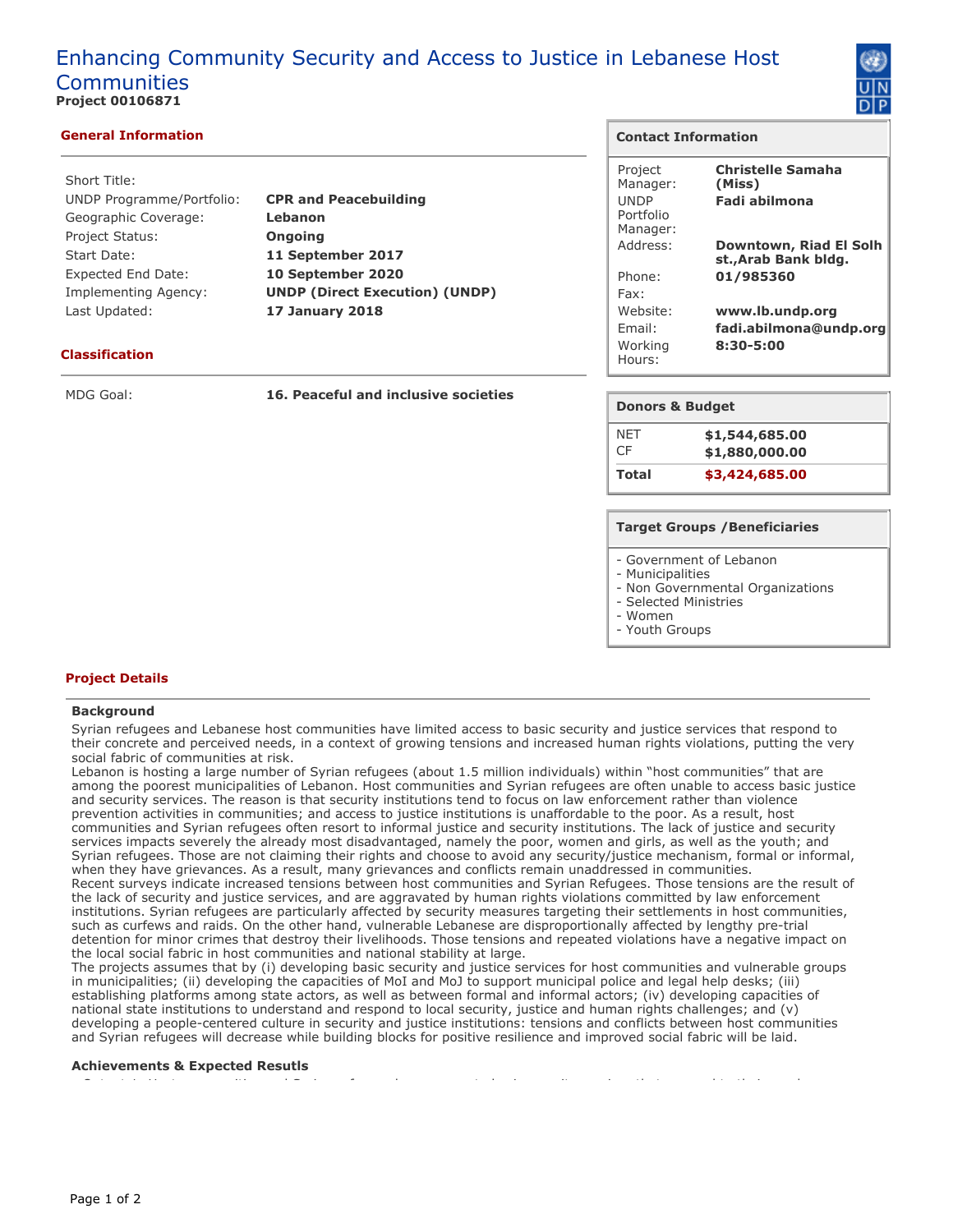# Enhancing Community Security and Access to Justice in Lebanese Host Communities

**Project 00106871**

## General Information

| | |
|---|---|
| Short Title: | |
| UNDP Programme/Portfolio: | **CPR and Peacebuilding** |
| Geographic Coverage: | **Lebanon** |
| Project Status: | **Ongoing** |
| Start Date: | **11 September 2017** |
| Expected End Date: | **10 September 2020** |
| Implementing Agency: | **UNDP (Direct Execution) (UNDP)** |
| Last Updated: | **17 January 2018** |

## Classification

| | |
|---|---|
| MDG Goal: | **16. Peaceful and inclusive societies** |

## Contact Information

| | |
|---|---|
| Project Manager: | **Christelle Samaha (Miss)** |
| UNDP Portfolio Manager: | **Fadi abilmona** |
| Address: | **Downtown, Riad El Solh st.,Arab Bank bldg.** |
| Phone: | **01/985360** |
| Fax: | |
| Website: | **www.lb.undp.org** |
| Email: | **fadi.abilmona@undp.org** |
| Working Hours: | **8:30-5:00** |

## Donors & Budget

| | |
|---|---|
| NET | **$1,544,685.00** |
| CF | **$1,880,000.00** |
| **Total** | **$3,424,685.00** |

## Target Groups /Beneficiaries

- Government of Lebanon
- Municipalities
- Non Governmental Organizations
- Selected Ministries
- Women
- Youth Groups

## Project Details

### Background

Syrian refugees and Lebanese host communities have limited access to basic security and justice services that respond to their concrete and perceived needs, in a context of growing tensions and increased human rights violations, putting the very social fabric of communities at risk.

Lebanon is hosting a large number of Syrian refugees (about 1.5 million individuals) within "host communities" that are among the poorest municipalities of Lebanon. Host communities and Syrian refugees are often unable to access basic justice and security services. The reason is that security institutions tend to focus on law enforcement rather than violence prevention activities in communities; and access to justice institutions is unaffordable to the poor. As a result, host communities and Syrian refugees often resort to informal justice and security institutions. The lack of justice and security services impacts severely the already most disadvantaged, namely the poor, women and girls, as well as the youth; and Syrian refugees. Those are not claiming their rights and choose to avoid any security/justice mechanism, formal or informal, when they have grievances. As a result, many grievances and conflicts remain unaddressed in communities.

Recent surveys indicate increased tensions between host communities and Syrian Refugees. Those tensions are the result of the lack of security and justice services, and are aggravated by human rights violations committed by law enforcement institutions. Syrian refugees are particularly affected by security measures targeting their settlements in host communities, such as curfews and raids. On the other hand, vulnerable Lebanese are disproportionally affected by lengthy pre-trial detention for minor crimes that destroy their livelihoods. Those tensions and repeated violations have a negative impact on the local social fabric in host communities and national stability at large.

The projects assumes that by (i) developing basic security and justice services for host communities and vulnerable groups in municipalities; (ii) developing the capacities of MoI and MoJ to support municipal police and legal help desks; (iii) establishing platforms among state actors, as well as between formal and informal actors; (iv) developing capacities of national state institutions to understand and respond to local security, justice and human rights challenges; and (v) developing a people-centered culture in security and justice institutions: tensions and conflicts between host communities and Syrian refugees will decrease while building blocks for positive resilience and improved social fabric will be laid.

### Achievements & Expected Resutls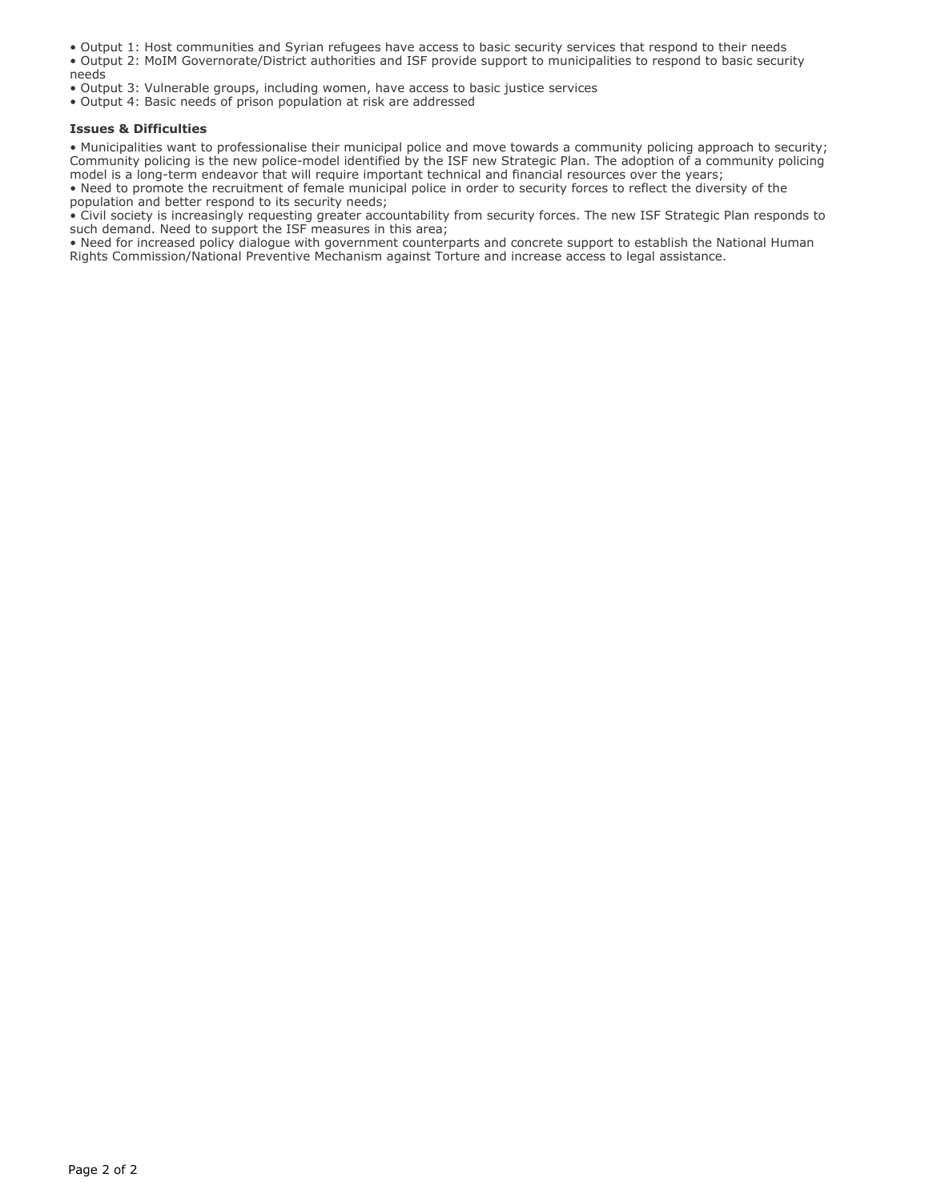- Output 1: Host communities and Syrian refugees have access to basic security services that respond to their needs
- Output 2: MoIM Governorate/District authorities and ISF provide support to municipalities to respond to basic security needs
- Output 3: Vulnerable groups, including women, have access to basic justice services
- Output 4: Basic needs of prison population at risk are addressed

**Issues & Difficulties**

- Municipalities want to professionalise their municipal police and move towards a community policing approach to security; Community policing is the new police-model identified by the ISF new Strategic Plan. The adoption of a community policing model is a long-term endeavor that will require important technical and financial resources over the years;
- Need to promote the recruitment of female municipal police in order to security forces to reflect the diversity of the population and better respond to its security needs;
- Civil society is increasingly requesting greater accountability from security forces. The new ISF Strategic Plan responds to such demand. Need to support the ISF measures in this area;
- Need for increased policy dialogue with government counterparts and concrete support to establish the National Human Rights Commission/National Preventive Mechanism against Torture and increase access to legal assistance.